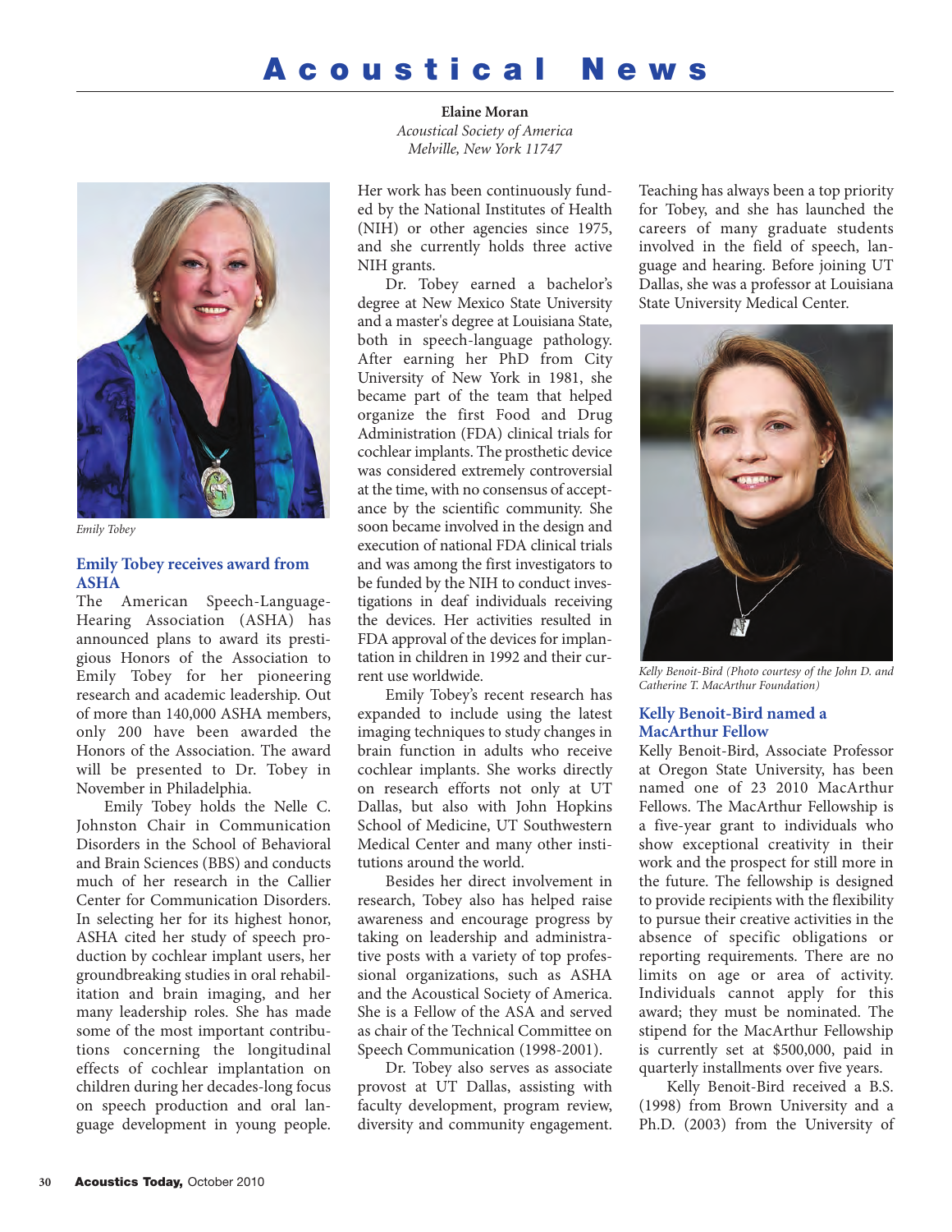# Acoustical News

**Elaine Moran**
*Acoustical Society of America*
*Melville, New York 11747*

*Emily Tobey*

## Emily Tobey receives award from ASHA

The American Speech-Language-Hearing Association (ASHA) has announced plans to award its prestigious Honors of the Association to Emily Tobey for her pioneering research and academic leadership. Out of more than 140,000 ASHA members, only 200 have been awarded the Honors of the Association. The award will be presented to Dr. Tobey in November in Philadelphia.

Emily Tobey holds the Nelle C. Johnston Chair in Communication Disorders in the School of Behavioral and Brain Sciences (BBS) and conducts much of her research in the Callier Center for Communication Disorders. In selecting her for its highest honor, ASHA cited her study of speech production by cochlear implant users, her groundbreaking studies in oral rehabilitation and brain imaging, and her many leadership roles. She has made some of the most important contributions concerning the longitudinal effects of cochlear implantation on children during her decades-long focus on speech production and oral language development in young people. Her work has been continuously funded by the National Institutes of Health (NIH) or other agencies since 1975, and she currently holds three active NIH grants.

Dr. Tobey earned a bachelor's degree at New Mexico State University and a master's degree at Louisiana State, both in speech-language pathology. After earning her PhD from City University of New York in 1981, she became part of the team that helped organize the first Food and Drug Administration (FDA) clinical trials for cochlear implants. The prosthetic device was considered extremely controversial at the time, with no consensus of acceptance by the scientific community. She soon became involved in the design and execution of national FDA clinical trials and was among the first investigators to be funded by the NIH to conduct investigations in deaf individuals receiving the devices. Her activities resulted in FDA approval of the devices for implantation in children in 1992 and their current use worldwide.

Emily Tobey's recent research has expanded to include using the latest imaging techniques to study changes in brain function in adults who receive cochlear implants. She works directly on research efforts not only at UT Dallas, but also with John Hopkins School of Medicine, UT Southwestern Medical Center and many other institutions around the world.

Besides her direct involvement in research, Tobey also has helped raise awareness and encourage progress by taking on leadership and administrative posts with a variety of top professional organizations, such as ASHA and the Acoustical Society of America. She is a Fellow of the ASA and served as chair of the Technical Committee on Speech Communication (1998-2001).

Dr. Tobey also serves as associate provost at UT Dallas, assisting with faculty development, program review, diversity and community engagement. Teaching has always been a top priority for Tobey, and she has launched the careers of many graduate students involved in the field of speech, language and hearing. Before joining UT Dallas, she was a professor at Louisiana State University Medical Center.

*Kelly Benoit-Bird (Photo courtesy of the John D. and Catherine T. MacArthur Foundation)*

## Kelly Benoit-Bird named a MacArthur Fellow

Kelly Benoit-Bird, Associate Professor at Oregon State University, has been named one of 23 2010 MacArthur Fellows. The MacArthur Fellowship is a five-year grant to individuals who show exceptional creativity in their work and the prospect for still more in the future. The fellowship is designed to provide recipients with the flexibility to pursue their creative activities in the absence of specific obligations or reporting requirements. There are no limits on age or area of activity. Individuals cannot apply for this award; they must be nominated. The stipend for the MacArthur Fellowship is currently set at $500,000, paid in quarterly installments over five years.

Kelly Benoit-Bird received a B.S. (1998) from Brown University and a Ph.D. (2003) from the University of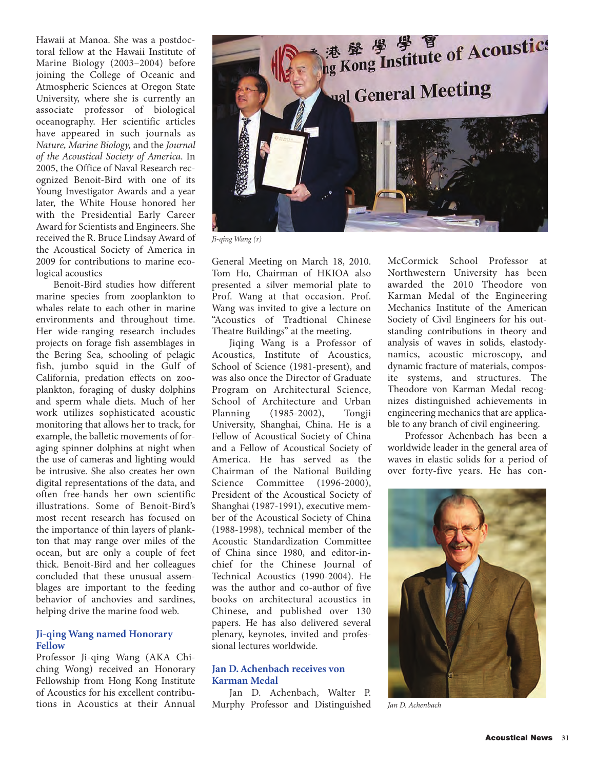Hawaii at Manoa. She was a postdoctoral fellow at the Hawaii Institute of Marine Biology (2003–2004) before joining the College of Oceanic and Atmospheric Sciences at Oregon State University, where she is currently an associate professor of biological oceanography. Her scientific articles have appeared in such journals as *Nature, Marine Biology,* and the *Journal of the Acoustical Society of America*. In 2005, the Office of Naval Research recognized Benoit-Bird with one of its Young Investigator Awards and a year later, the White House honored her with the Presidential Early Career Award for Scientists and Engineers. She received the R. Bruce Lindsay Award of the Acoustical Society of America in 2009 for contributions to marine ecological acoustics

Benoit-Bird studies how different marine species from zooplankton to whales relate to each other in marine environments and throughout time. Her wide-ranging research includes projects on forage fish assemblages in the Bering Sea, schooling of pelagic fish, jumbo squid in the Gulf of California, predation effects on zooplankton, foraging of dusky dolphins and sperm whale diets. Much of her work utilizes sophisticated acoustic monitoring that allows her to track, for example, the balletic movements of foraging spinner dolphins at night when the use of cameras and lighting would be intrusive. She also creates her own digital representations of the data, and often free-hands her own scientific illustrations. Some of Benoit-Bird's most recent research has focused on the importance of thin layers of plankton that may range over miles of the ocean, but are only a couple of feet thick. Benoit-Bird and her colleagues concluded that these unusual assemblages are important to the feeding behavior of anchovies and sardines, helping drive the marine food web.

### Ji-qing Wang named Honorary Fellow

Professor Ji-qing Wang (AKA Chi-ching Wong) received an Honorary Fellowship from Hong Kong Institute of Acoustics for his excellent contributions in Acoustics at their Annual General Meeting on March 18, 2010. Tom Ho, Chairman of HKIOA also presented a silver memorial plate to Prof. Wang at that occasion. Prof. Wang was invited to give a lecture on "Acoustics of Tradtional Chinese Theatre Buildings" at the meeting.

*Ji-qing Wang (r)*

Jiqing Wang is a Professor of Acoustics, Institute of Acoustics, School of Science (1981-present), and was also once the Director of Graduate Program on Architectural Science, School of Architecture and Urban Planning (1985-2002), Tongji University, Shanghai, China. He is a Fellow of Acoustical Society of China and a Fellow of Acoustical Society of America. He has served as the Chairman of the National Building Science Committee (1996-2000), President of the Acoustical Society of Shanghai (1987-1991), executive member of the Acoustical Society of China (1988-1998), technical member of the Acoustic Standardization Committee of China since 1980, and editor-in-chief for the Chinese Journal of Technical Acoustics (1990-2004). He was the author and co-author of five books on architectural acoustics in Chinese, and published over 130 papers. He has also delivered several plenary, keynotes, invited and professional lectures worldwide.

### Jan D. Achenbach receives von Karman Medal

Jan D. Achenbach, Walter P. Murphy Professor and Distinguished McCormick School Professor at Northwestern University has been awarded the 2010 Theodore von Karman Medal of the Engineering Mechanics Institute of the American Society of Civil Engineers for his outstanding contributions in theory and analysis of waves in solids, elastodynamics, acoustic microscopy, and dynamic fracture of materials, composite systems, and structures. The Theodore von Karman Medal recognizes distinguished achievements in engineering mechanics that are applicable to any branch of civil engineering.

Professor Achenbach has been a worldwide leader in the general area of waves in elastic solids for a period of over forty-five years. He has con-

*Jan D. Achenbach*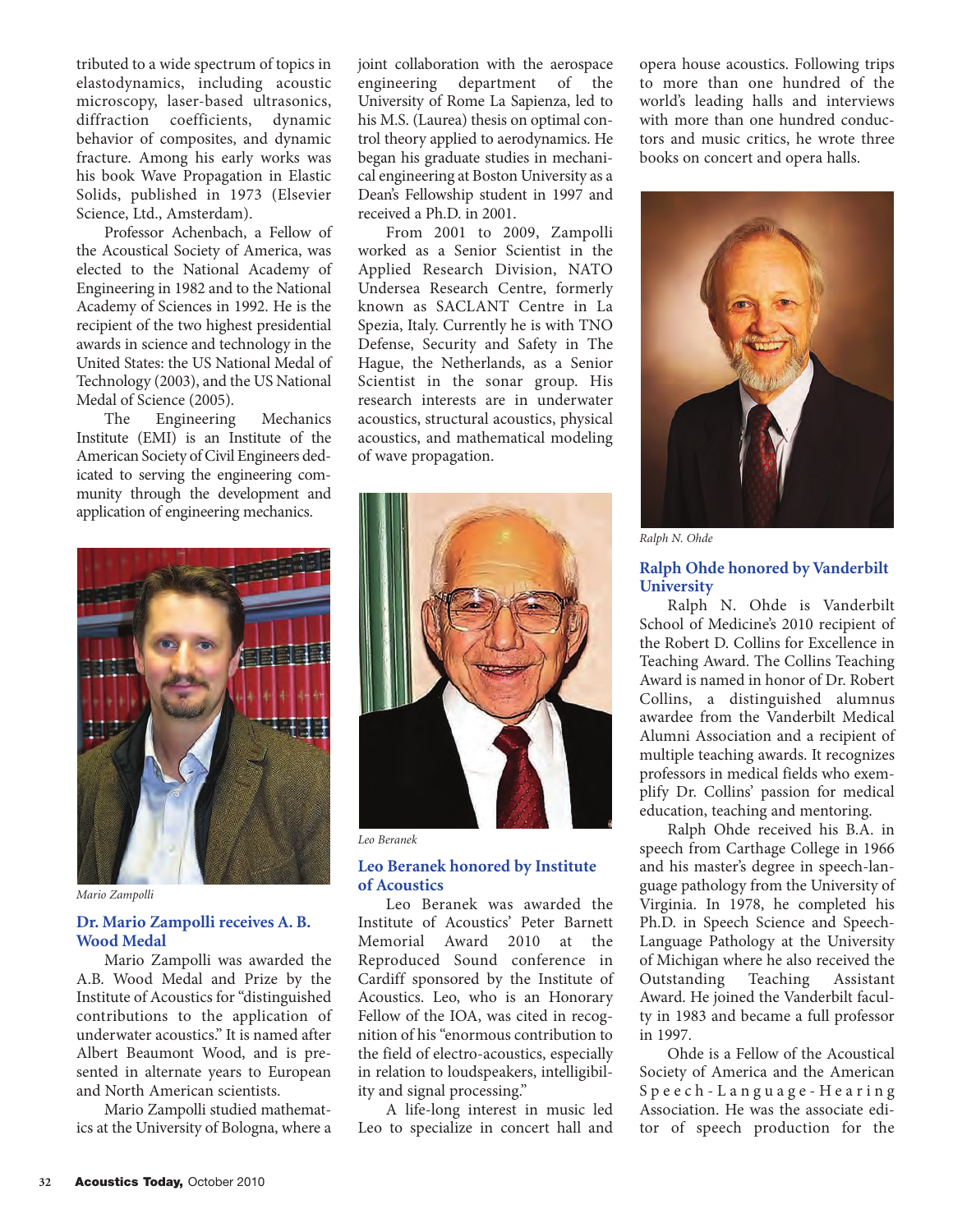tributed to a wide spectrum of topics in elastodynamics, including acoustic microscopy, laser-based ultrasonics, diffraction coefficients, dynamic behavior of composites, and dynamic fracture. Among his early works was his book Wave Propagation in Elastic Solids, published in 1973 (Elsevier Science, Ltd., Amsterdam).

Professor Achenbach, a Fellow of the Acoustical Society of America, was elected to the National Academy of Engineering in 1982 and to the National Academy of Sciences in 1992. He is the recipient of the two highest presidential awards in science and technology in the United States: the US National Medal of Technology (2003), and the US National Medal of Science (2005).

The Engineering Mechanics Institute (EMI) is an Institute of the American Society of Civil Engineers dedicated to serving the engineering community through the development and application of engineering mechanics.

*Mario Zampolli*

## Dr. Mario Zampolli receives A. B. Wood Medal

Mario Zampolli was awarded the A.B. Wood Medal and Prize by the Institute of Acoustics for "distinguished contributions to the application of underwater acoustics." It is named after Albert Beaumont Wood, and is presented in alternate years to European and North American scientists.

Mario Zampolli studied mathematics at the University of Bologna, where a joint collaboration with the aerospace engineering department of the University of Rome La Sapienza, led to his M.S. (Laurea) thesis on optimal control theory applied to aerodynamics. He began his graduate studies in mechanical engineering at Boston University as a Dean's Fellowship student in 1997 and received a Ph.D. in 2001.

From 2001 to 2009, Zampolli worked as a Senior Scientist in the Applied Research Division, NATO Undersea Research Centre, formerly known as SACLANT Centre in La Spezia, Italy. Currently he is with TNO Defense, Security and Safety in The Hague, the Netherlands, as a Senior Scientist in the sonar group. His research interests are in underwater acoustics, structural acoustics, physical acoustics, and mathematical modeling of wave propagation.

*Leo Beranek*

## Leo Beranek honored by Institute of Acoustics

Leo Beranek was awarded the Institute of Acoustics' Peter Barnett Memorial Award 2010 at the Reproduced Sound conference in Cardiff sponsored by the Institute of Acoustics. Leo, who is an Honorary Fellow of the IOA, was cited in recognition of his "enormous contribution to the field of electro-acoustics, especially in relation to loudspeakers, intelligibility and signal processing."

A life-long interest in music led Leo to specialize in concert hall and opera house acoustics. Following trips to more than one hundred of the world's leading halls and interviews with more than one hundred conductors and music critics, he wrote three books on concert and opera halls.

*Ralph N. Ohde*

## Ralph Ohde honored by Vanderbilt University

Ralph N. Ohde is Vanderbilt School of Medicine's 2010 recipient of the Robert D. Collins for Excellence in Teaching Award. The Collins Teaching Award is named in honor of Dr. Robert Collins, a distinguished alumnus awardee from the Vanderbilt Medical Alumni Association and a recipient of multiple teaching awards. It recognizes professors in medical fields who exemplify Dr. Collins' passion for medical education, teaching and mentoring.

Ralph Ohde received his B.A. in speech from Carthage College in 1966 and his master's degree in speech-language pathology from the University of Virginia. In 1978, he completed his Ph.D. in Speech Science and Speech-Language Pathology at the University of Michigan where he also received the Outstanding Teaching Assistant Award. He joined the Vanderbilt faculty in 1983 and became a full professor in 1997.

Ohde is a Fellow of the Acoustical Society of America and the American Speech-Language-Hearing Association. He was the associate editor of speech production for the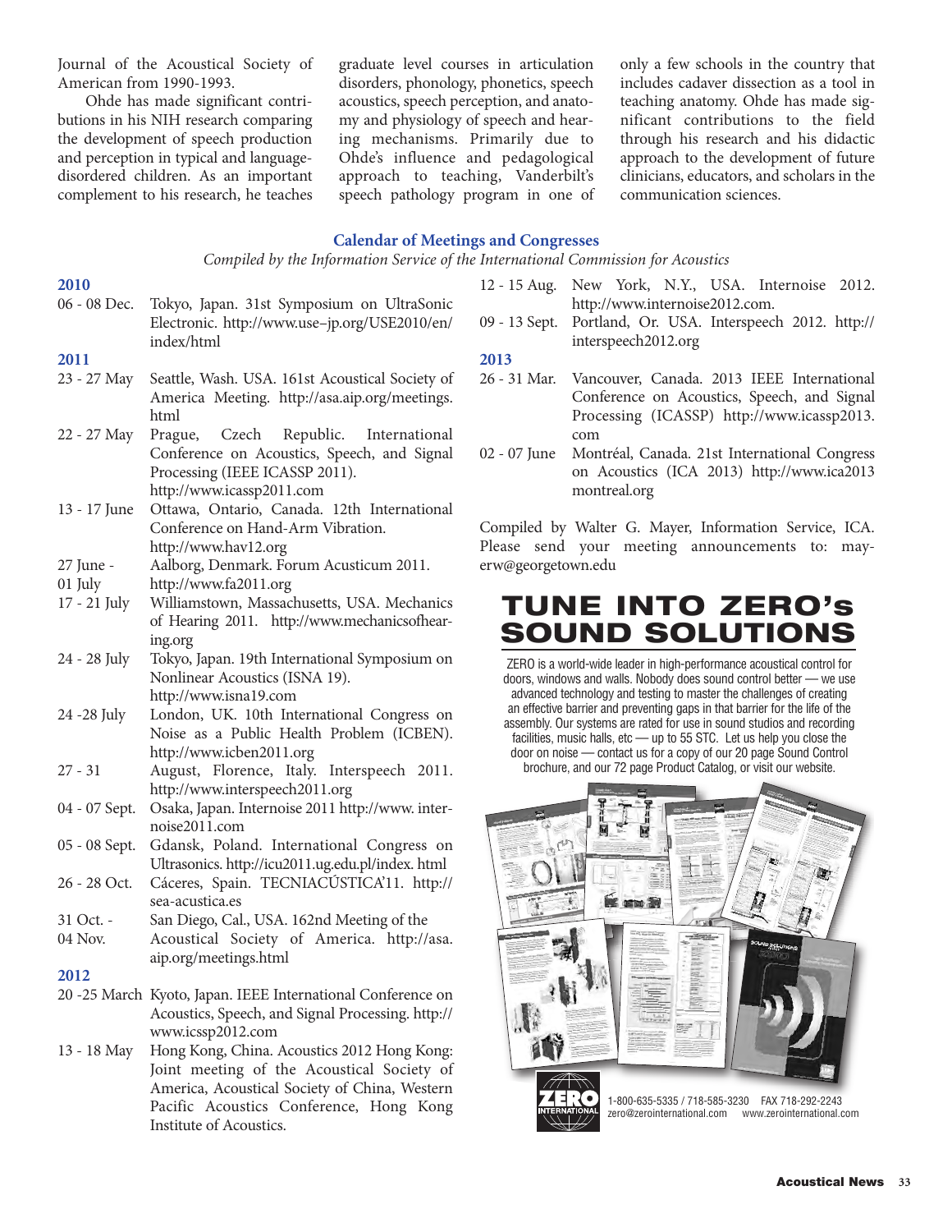Journal of the Acoustical Society of American from 1990-1993.

Ohde has made significant contributions in his NIH research comparing the development of speech production and perception in typical and language-disordered children. As an important complement to his research, he teaches graduate level courses in articulation disorders, phonology, phonetics, speech acoustics, speech perception, and anatomy and physiology of speech and hearing mechanisms. Primarily due to Ohde's influence and pedagogical approach to teaching, Vanderbilt's speech pathology program in one of only a few schools in the country that includes cadaver dissection as a tool in teaching anatomy. Ohde has made significant contributions to the field through his research and his didactic approach to the development of future clinicians, educators, and scholars in the communication sciences.

## Calendar of Meetings and Congresses

*Compiled by the Information Service of the International Commission for Acoustics*

### 2010

06 - 08 Dec. Tokyo, Japan. 31st Symposium on UltraSonic Electronic. http://www.use–jp.org/USE2010/en/index/html

### 2011

23 - 27 May Seattle, Wash. USA. 161st Acoustical Society of America Meeting. http://asa.aip.org/meetings.html

22 - 27 May Prague, Czech Republic. International Conference on Acoustics, Speech, and Signal Processing (IEEE ICASSP 2011). http://www.icassp2011.com

13 - 17 June Ottawa, Ontario, Canada. 12th International Conference on Hand-Arm Vibration. http://www.hav12.org

27 June - 01 July Aalborg, Denmark. Forum Acusticum 2011. http://www.fa2011.org

17 - 21 July Williamstown, Massachusetts, USA. Mechanics of Hearing 2011. http://www.mechanicsofhearing.org

24 - 28 July Tokyo, Japan. 19th International Symposium on Nonlinear Acoustics (ISNA 19). http://www.isna19.com

24 -28 July London, UK. 10th International Congress on Noise as a Public Health Problem (ICBEN). http://www.icben2011.org

27 - 31 August, Florence, Italy. Interspeech 2011. http://www.interspeech2011.org

04 - 07 Sept. Osaka, Japan. Internoise 2011 http://www.internoise2011.com

05 - 08 Sept. Gdansk, Poland. International Congress on Ultrasonics. http://icu2011.ug.edu.pl/index.html

26 - 28 Oct. Cáceres, Spain. TECNIACÚSTICA'11. http://sea-acustica.es

31 Oct. - 04 Nov. San Diego, Cal., USA. 162nd Meeting of the Acoustical Society of America. http://asa.aip.org/meetings.html

### 2012

20 -25 March Kyoto, Japan. IEEE International Conference on Acoustics, Speech, and Signal Processing. http://www.icssp2012.com

13 - 18 May Hong Kong, China. Acoustics 2012 Hong Kong: Joint meeting of the Acoustical Society of America, Acoustical Society of China, Western Pacific Acoustics Conference, Hong Kong Institute of Acoustics.

12 - 15 Aug. New York, N.Y., USA. Internoise 2012. http://www.internoise2012.com.

09 - 13 Sept. Portland, Or. USA. Interspeech 2012. http://interspeech2012.org

### 2013

26 - 31 Mar. Vancouver, Canada. 2013 IEEE International Conference on Acoustics, Speech, and Signal Processing (ICASSP) http://www.icassp2013.com

02 - 07 June Montréal, Canada. 21st International Congress on Acoustics (ICA 2013) http://www.ica2013montreal.org

Compiled by Walter G. Mayer, Information Service, ICA. Please send your meeting announcements to: mayerw@georgetown.edu

## TUNE INTO ZERO's SOUND SOLUTIONS

ZERO is a world-wide leader in high-performance acoustical control for doors, windows and walls. Nobody does sound control better — we use advanced technology and testing to master the challenges of creating an effective barrier and preventing gaps in that barrier for the life of the assembly. Our systems are rated for use in sound studios and recording facilities, music halls, etc — up to 55 STC. Let us help you close the door on noise — contact us for a copy of our 20 page Sound Control brochure, and our 72 page Product Catalog, or visit our website.

1-800-635-5335 / 718-585-3230 FAX 718-292-2243
zero@zerointernational.com www.zerointernational.com